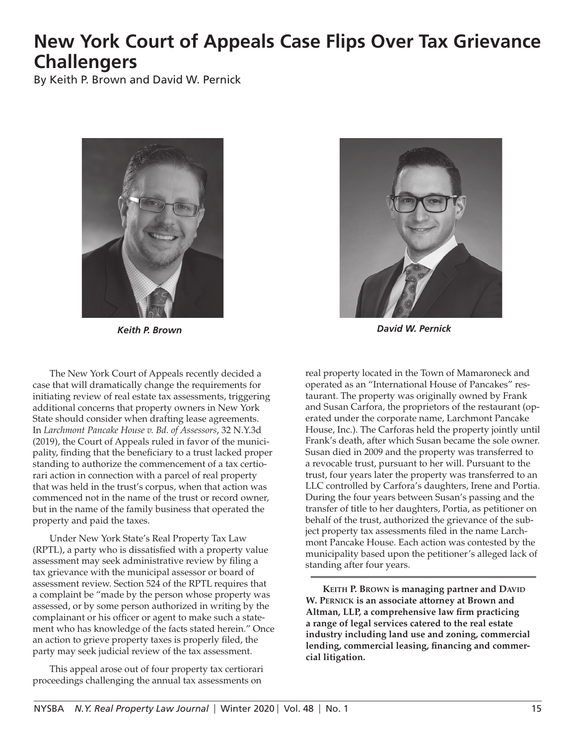# New York Court of Appeals Case Flips Over Tax Grievance Challengers

By Keith P. Brown and David W. Pernick

*Keith P. Brown*

*David W. Pernick*

The New York Court of Appeals recently decided a case that will dramatically change the requirements for initiating review of real estate tax assessments, triggering additional concerns that property owners in New York State should consider when drafting lease agreements. In *Larchmont Pancake House v. Bd. of Assessors*, 32 N.Y.3d (2019), the Court of Appeals ruled in favor of the municipality, finding that the beneficiary to a trust lacked proper standing to authorize the commencement of a tax certiorari action in connection with a parcel of real property that was held in the trust's corpus, when that action was commenced not in the name of the trust or record owner, but in the name of the family business that operated the property and paid the taxes.

Under New York State's Real Property Tax Law (RPTL), a party who is dissatisfied with a property value assessment may seek administrative review by filing a tax grievance with the municipal assessor or board of assessment review. Section 524 of the RPTL requires that a complaint be "made by the person whose property was assessed, or by some person authorized in writing by the complainant or his officer or agent to make such a statement who has knowledge of the facts stated herein." Once an action to grieve property taxes is properly filed, the party may seek judicial review of the tax assessment.

This appeal arose out of four property tax certiorari proceedings challenging the annual tax assessments on real property located in the Town of Mamaroneck and operated as an "International House of Pancakes" restaurant. The property was originally owned by Frank and Susan Carfora, the proprietors of the restaurant (operated under the corporate name, Larchmont Pancake House, Inc.). The Carforas held the property jointly until Frank's death, after which Susan became the sole owner. Susan died in 2009 and the property was transferred to a revocable trust, pursuant to her will. Pursuant to the trust, four years later the property was transferred to an LLC controlled by Carfora's daughters, Irene and Portia. During the four years between Susan's passing and the transfer of title to her daughters, Portia, as petitioner on behalf of the trust, authorized the grievance of the subject property tax assessments filed in the name Larchmont Pancake House. Each action was contested by the municipality based upon the petitioner's alleged lack of standing after four years.

**Keith P. Brown is managing partner and David W. Pernick is an associate attorney at Brown and Altman, LLP, a comprehensive law firm practicing a range of legal services catered to the real estate industry including land use and zoning, commercial lending, commercial leasing, financing and commercial litigation.**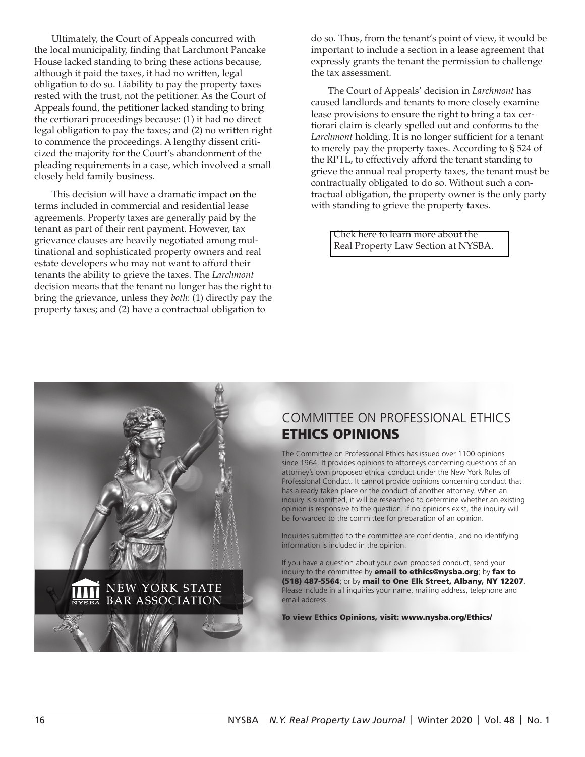Ultimately, the Court of Appeals concurred with the local municipality, finding that Larchmont Pancake House lacked standing to bring these actions because, although it paid the taxes, it had no written, legal obligation to do so. Liability to pay the property taxes rested with the trust, not the petitioner. As the Court of Appeals found, the petitioner lacked standing to bring the certiorari proceedings because: (1) it had no direct legal obligation to pay the taxes; and (2) no written right to commence the proceedings. A lengthy dissent criticized the majority for the Court's abandonment of the pleading requirements in a case, which involved a small closely held family business.

This decision will have a dramatic impact on the terms included in commercial and residential lease agreements. Property taxes are generally paid by the tenant as part of their rent payment. However, tax grievance clauses are heavily negotiated among multinational and sophisticated property owners and real estate developers who may not want to afford their tenants the ability to grieve the taxes. The *Larchmont* decision means that the tenant no longer has the right to bring the grievance, unless they *both*: (1) directly pay the property taxes; and (2) have a contractual obligation to do so. Thus, from the tenant's point of view, it would be important to include a section in a lease agreement that expressly grants the tenant the permission to challenge the tax assessment.

The Court of Appeals' decision in *Larchmont* has caused landlords and tenants to more closely examine lease provisions to ensure the right to bring a tax certiorari claim is clearly spelled out and conforms to the *Larchmont* holding. It is no longer sufficient for a tenant to merely pay the property taxes. According to § 524 of the RPTL, to effectively afford the tenant standing to grieve the annual real property taxes, the tenant must be contractually obligated to do so. Without such a contractual obligation, the property owner is the only party with standing to grieve the property taxes.

Click here to learn more about the Real Property Law Section at NYSBA.

NEW YORK STATE BAR ASSOCIATION

## COMMITTEE ON PROFESSIONAL ETHICS
## **ETHICS OPINIONS**

The Committee on Professional Ethics has issued over 1100 opinions since 1964. It provides opinions to attorneys concerning questions of an attorney's own proposed ethical conduct under the New York Rules of Professional Conduct. It cannot provide opinions concerning conduct that has already taken place or the conduct of another attorney. When an inquiry is submitted, it will be researched to determine whether an existing opinion is responsive to the question. If no opinions exist, the inquiry will be forwarded to the committee for preparation of an opinion.

Inquiries submitted to the committee are confidential, and no identifying information is included in the opinion.

If you have a question about your own proposed conduct, send your inquiry to the committee by **email to ethics@nysba.org**; by **fax to (518) 487-5564**; or by **mail to One Elk Street, Albany, NY 12207**. Please include in all inquiries your name, mailing address, telephone and email address.

**To view Ethics Opinions, visit: www.nysba.org/Ethics/**